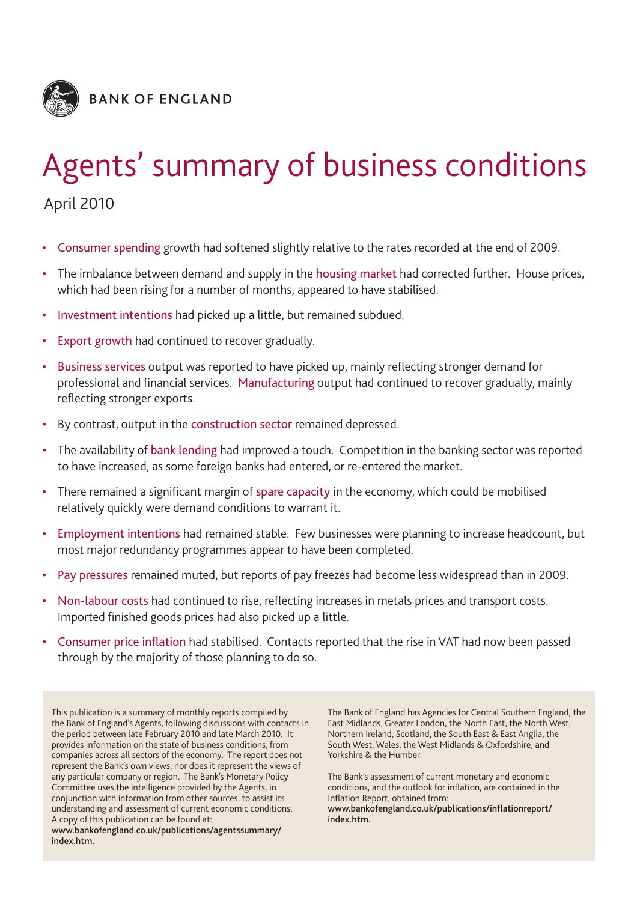BANK OF ENGLAND

# Agents' summary of business conditions

April 2010

- Consumer spending growth had softened slightly relative to the rates recorded at the end of 2009.
- The imbalance between demand and supply in the housing market had corrected further. House prices, which had been rising for a number of months, appeared to have stabilised.
- Investment intentions had picked up a little, but remained subdued.
- Export growth had continued to recover gradually.
- Business services output was reported to have picked up, mainly reflecting stronger demand for professional and financial services. Manufacturing output had continued to recover gradually, mainly reflecting stronger exports.
- By contrast, output in the construction sector remained depressed.
- The availability of bank lending had improved a touch. Competition in the banking sector was reported to have increased, as some foreign banks had entered, or re-entered the market.
- There remained a significant margin of spare capacity in the economy, which could be mobilised relatively quickly were demand conditions to warrant it.
- Employment intentions had remained stable. Few businesses were planning to increase headcount, but most major redundancy programmes appear to have been completed.
- Pay pressures remained muted, but reports of pay freezes had become less widespread than in 2009.
- Non-labour costs had continued to rise, reflecting increases in metals prices and transport costs. Imported finished goods prices had also picked up a little.
- Consumer price inflation had stabilised. Contacts reported that the rise in VAT had now been passed through by the majority of those planning to do so.

This publication is a summary of monthly reports compiled by the Bank of England's Agents, following discussions with contacts in the period between late February 2010 and late March 2010. It provides information on the state of business conditions, from companies across all sectors of the economy. The report does not represent the Bank's own views, nor does it represent the views of any particular company or region. The Bank's Monetary Policy Committee uses the intelligence provided by the Agents, in conjunction with information from other sources, to assist its understanding and assessment of current economic conditions. A copy of this publication can be found at: **www.bankofengland.co.uk/publications/agentssummary/index.htm.**

The Bank of England has Agencies for Central Southern England, the East Midlands, Greater London, the North East, the North West, Northern Ireland, Scotland, the South East & East Anglia, the South West, Wales, the West Midlands & Oxfordshire, and Yorkshire & the Humber.

The Bank's assessment of current monetary and economic conditions, and the outlook for inflation, are contained in the Inflation Report, obtained from: **www.bankofengland.co.uk/publications/inflationreport/index.htm.**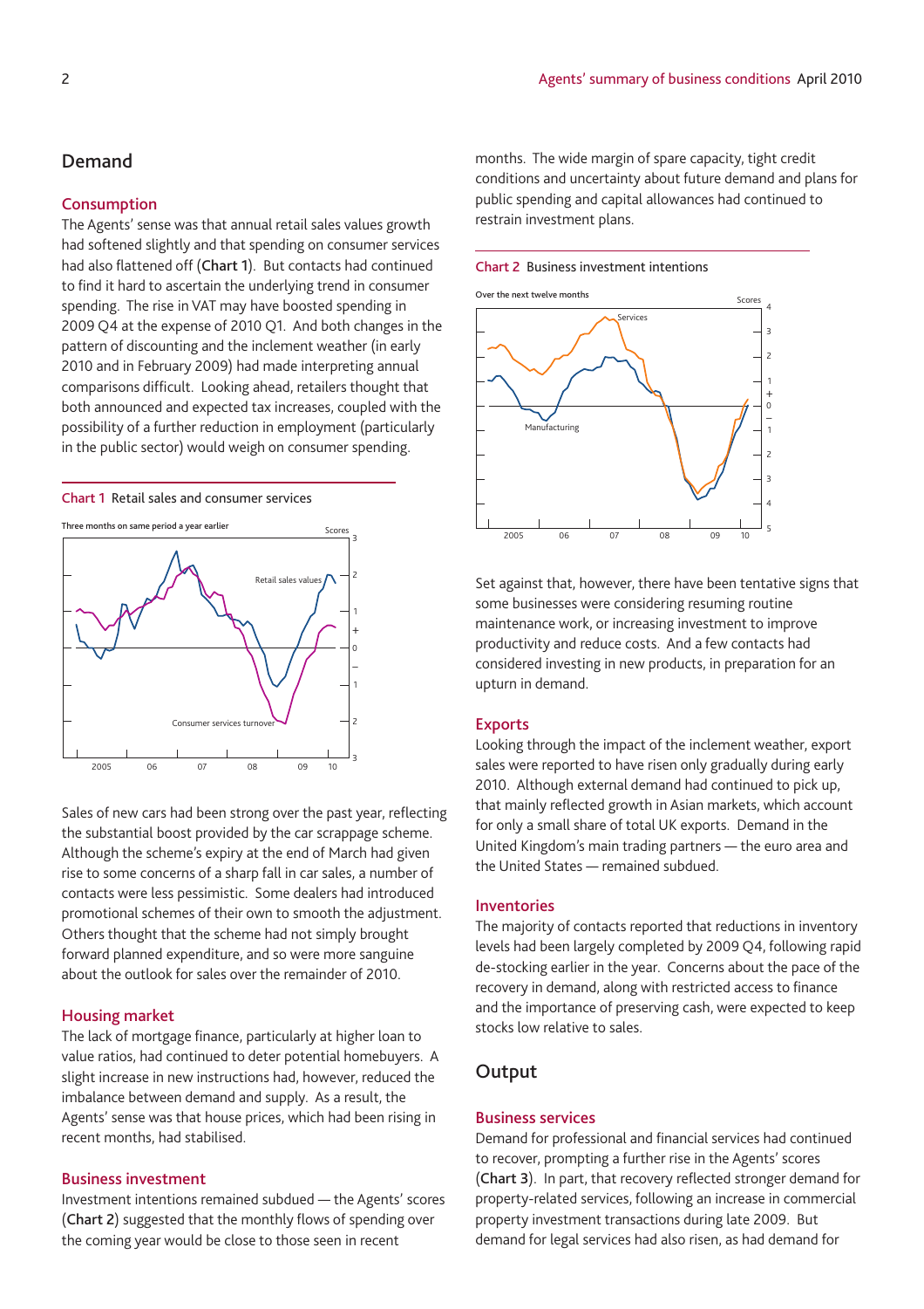## Demand

### Consumption

The Agents' sense was that annual retail sales values growth had softened slightly and that spending on consumer services had also flattened off (**Chart 1**). But contacts had continued to find it hard to ascertain the underlying trend in consumer spending. The rise in VAT may have boosted spending in 2009 Q4 at the expense of 2010 Q1. And both changes in the pattern of discounting and the inclement weather (in early 2010 and in February 2009) had made interpreting annual comparisons difficult. Looking ahead, retailers thought that both announced and expected tax increases, coupled with the possibility of a further reduction in employment (particularly in the public sector) would weigh on consumer spending.

Chart 1 Retail sales and consumer services

Three months on same period a year earlier

Scores

3
2
1
+
0
–
1
2
3

Retail sales values

Consumer services turnover

2005 06 07 08 09 10

Sales of new cars had been strong over the past year, reflecting the substantial boost provided by the car scrappage scheme. Although the scheme's expiry at the end of March had given rise to some concerns of a sharp fall in car sales, a number of contacts were less pessimistic. Some dealers had introduced promotional schemes of their own to smooth the adjustment. Others thought that the scheme had not simply brought forward planned expenditure, and so were more sanguine about the outlook for sales over the remainder of 2010.

### Housing market

The lack of mortgage finance, particularly at higher loan to value ratios, had continued to deter potential homebuyers. A slight increase in new instructions had, however, reduced the imbalance between demand and supply. As a result, the Agents' sense was that house prices, which had been rising in recent months, had stabilised.

### Business investment

Investment intentions remained subdued — the Agents' scores (**Chart 2**) suggested that the monthly flows of spending over the coming year would be close to those seen in recent months. The wide margin of spare capacity, tight credit conditions and uncertainty about future demand and plans for public spending and capital allowances had continued to restrain investment plans.

Chart 2 Business investment intentions

Over the next twelve months

Scores

4
3
2
1
+
0
–
1
2
3
4
5

Services

Manufacturing

2005 06 07 08 09 10

Set against that, however, there have been tentative signs that some businesses were considering resuming routine maintenance work, or increasing investment to improve productivity and reduce costs. And a few contacts had considered investing in new products, in preparation for an upturn in demand.

### Exports

Looking through the impact of the inclement weather, export sales were reported to have risen only gradually during early 2010. Although external demand had continued to pick up, that mainly reflected growth in Asian markets, which account for only a small share of total UK exports. Demand in the United Kingdom's main trading partners — the euro area and the United States — remained subdued.

### Inventories

The majority of contacts reported that reductions in inventory levels had been largely completed by 2009 Q4, following rapid de-stocking earlier in the year. Concerns about the pace of the recovery in demand, along with restricted access to finance and the importance of preserving cash, were expected to keep stocks low relative to sales.

## Output

### Business services

Demand for professional and financial services had continued to recover, prompting a further rise in the Agents' scores (**Chart 3**). In part, that recovery reflected stronger demand for property-related services, following an increase in commercial property investment transactions during late 2009. But demand for legal services had also risen, as had demand for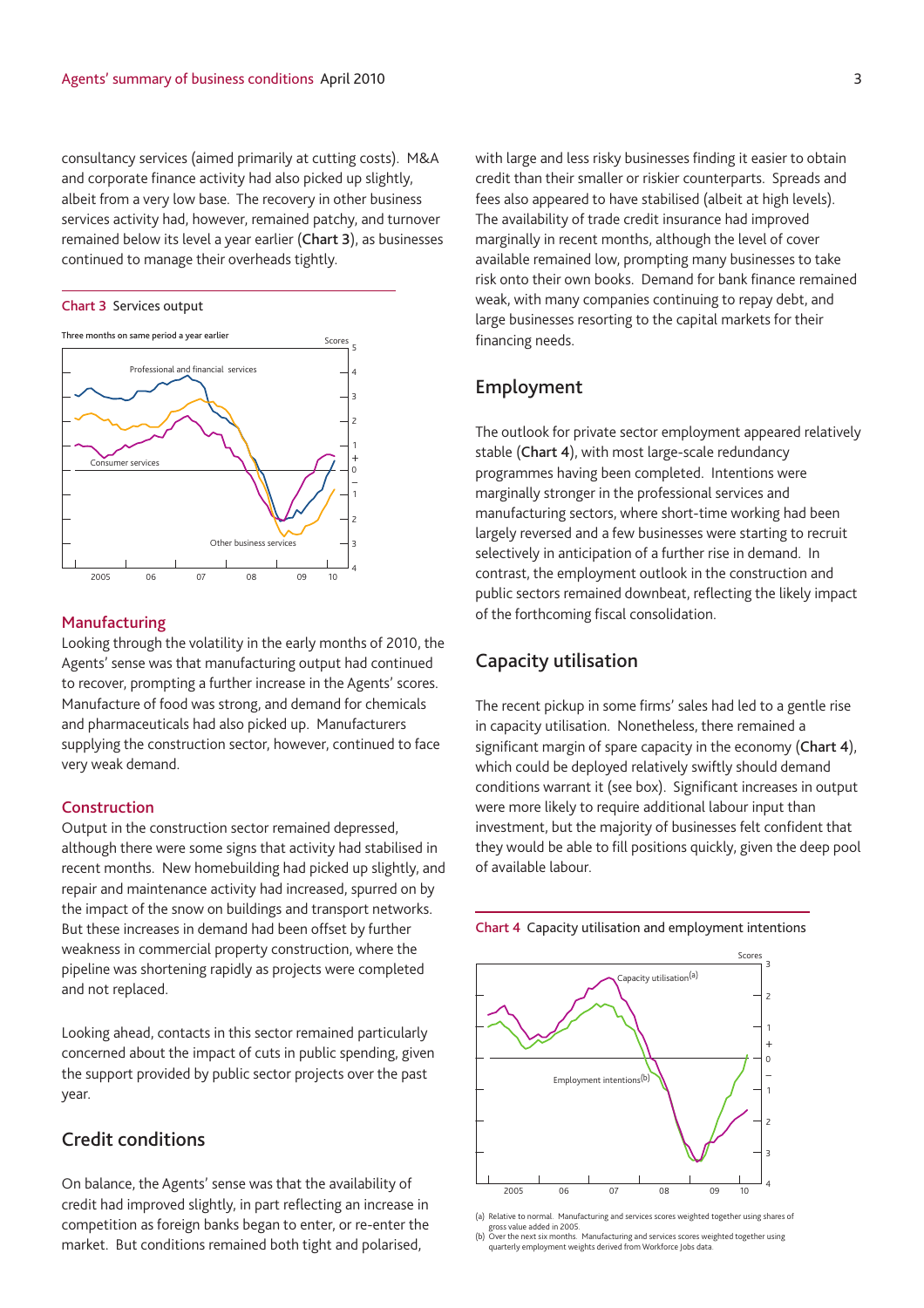consultancy services (aimed primarily at cutting costs). M&A and corporate finance activity had also picked up slightly, albeit from a very low base. The recovery in other business services activity had, however, remained patchy, and turnover remained below its level a year earlier (**Chart 3**), as businesses continued to manage their overheads tightly.

**Chart 3** Services output

Three months on same period a year earlier

Scores

5
4
3
2
1
+
0
–
1
2
3
4

Professional and financial services

Consumer services

Other business services

2005 06 07 08 09 10

### Manufacturing

Looking through the volatility in the early months of 2010, the Agents' sense was that manufacturing output had continued to recover, prompting a further increase in the Agents' scores. Manufacture of food was strong, and demand for chemicals and pharmaceuticals had also picked up. Manufacturers supplying the construction sector, however, continued to face very weak demand.

### Construction

Output in the construction sector remained depressed, although there were some signs that activity had stabilised in recent months. New homebuilding had picked up slightly, and repair and maintenance activity had increased, spurred on by the impact of the snow on buildings and transport networks. But these increases in demand had been offset by further weakness in commercial property construction, where the pipeline was shortening rapidly as projects were completed and not replaced.

Looking ahead, contacts in this sector remained particularly concerned about the impact of cuts in public spending, given the support provided by public sector projects over the past year.

## Credit conditions

On balance, the Agents' sense was that the availability of credit had improved slightly, in part reflecting an increase in competition as foreign banks began to enter, or re-enter the market. But conditions remained both tight and polarised, with large and less risky businesses finding it easier to obtain credit than their smaller or riskier counterparts. Spreads and fees also appeared to have stabilised (albeit at high levels). The availability of trade credit insurance had improved marginally in recent months, although the level of cover available remained low, prompting many businesses to take risk onto their own books. Demand for bank finance remained weak, with many companies continuing to repay debt, and large businesses resorting to the capital markets for their financing needs.

## Employment

The outlook for private sector employment appeared relatively stable (**Chart 4**), with most large-scale redundancy programmes having been completed. Intentions were marginally stronger in the professional services and manufacturing sectors, where short-time working had been largely reversed and a few businesses were starting to recruit selectively in anticipation of a further rise in demand. In contrast, the employment outlook in the construction and public sectors remained downbeat, reflecting the likely impact of the forthcoming fiscal consolidation.

## Capacity utilisation

The recent pickup in some firms' sales had led to a gentle rise in capacity utilisation. Nonetheless, there remained a significant margin of spare capacity in the economy (**Chart 4**), which could be deployed relatively swiftly should demand conditions warrant it (see box). Significant increases in output were more likely to require additional labour input than investment, but the majority of businesses felt confident that they would be able to fill positions quickly, given the deep pool of available labour.

**Chart 4** Capacity utilisation and employment intentions

Scores

3
2
1
+
0
–
1
2
3
4

Capacity utilisation[(a)]

Employment intentions[(b)]

2005 06 07 08 09 10

(a) Relative to normal. Manufacturing and services scores weighted together using shares of gross value added in 2005.
(b) Over the next six months. Manufacturing and services scores weighted together using quarterly employment weights derived from Workforce Jobs data.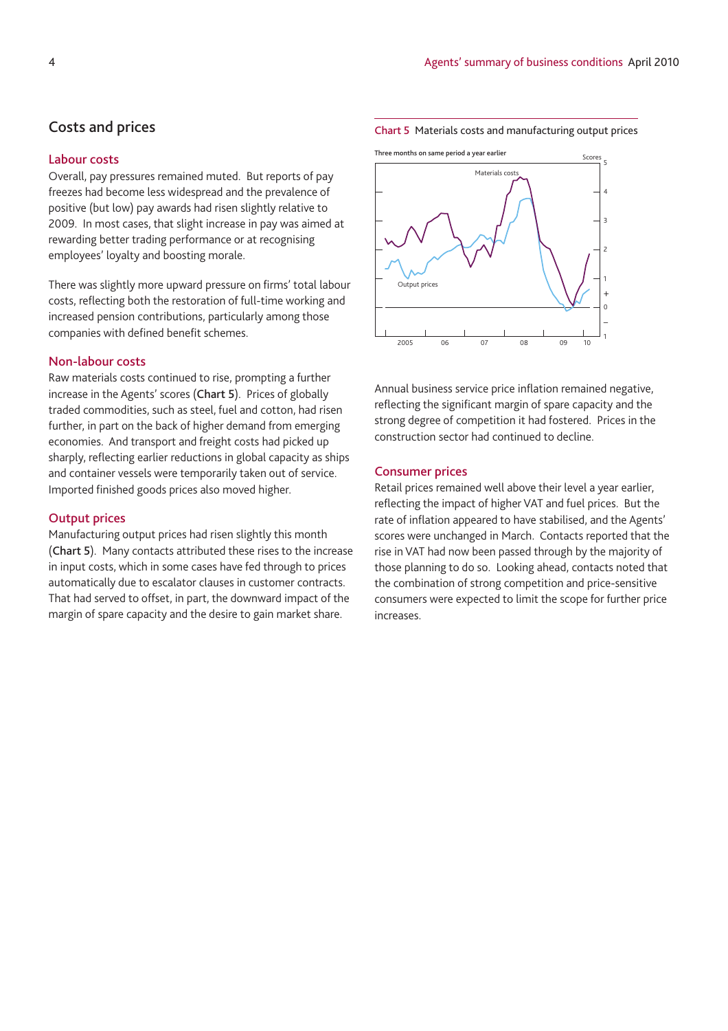## Costs and prices

### Labour costs

Overall, pay pressures remained muted. But reports of pay freezes had become less widespread and the prevalence of positive (but low) pay awards had risen slightly relative to 2009. In most cases, that slight increase in pay was aimed at rewarding better trading performance or at recognising employees' loyalty and boosting morale.

There was slightly more upward pressure on firms' total labour costs, reflecting both the restoration of full-time working and increased pension contributions, particularly among those companies with defined benefit schemes.

### Non-labour costs

Raw materials costs continued to rise, prompting a further increase in the Agents' scores (**Chart 5**). Prices of globally traded commodities, such as steel, fuel and cotton, had risen further, in part on the back of higher demand from emerging economies. And transport and freight costs had picked up sharply, reflecting earlier reductions in global capacity as ships and container vessels were temporarily taken out of service. Imported finished goods prices also moved higher.

### Output prices

Manufacturing output prices had risen slightly this month (**Chart 5**). Many contacts attributed these rises to the increase in input costs, which in some cases have fed through to prices automatically due to escalator clauses in customer contracts. That had served to offset, in part, the downward impact of the margin of spare capacity and the desire to gain market share.

**Chart 5** Materials costs and manufacturing output prices

Three months on same period a year earlier

Scores

5
4
3
2
1
+
0
–
1

Materials costs

Output prices

2005 06 07 08 09 10

Annual business service price inflation remained negative, reflecting the significant margin of spare capacity and the strong degree of competition it had fostered. Prices in the construction sector had continued to decline.

### Consumer prices

Retail prices remained well above their level a year earlier, reflecting the impact of higher VAT and fuel prices. But the rate of inflation appeared to have stabilised, and the Agents' scores were unchanged in March. Contacts reported that the rise in VAT had now been passed through by the majority of those planning to do so. Looking ahead, contacts noted that the combination of strong competition and price-sensitive consumers were expected to limit the scope for further price increases.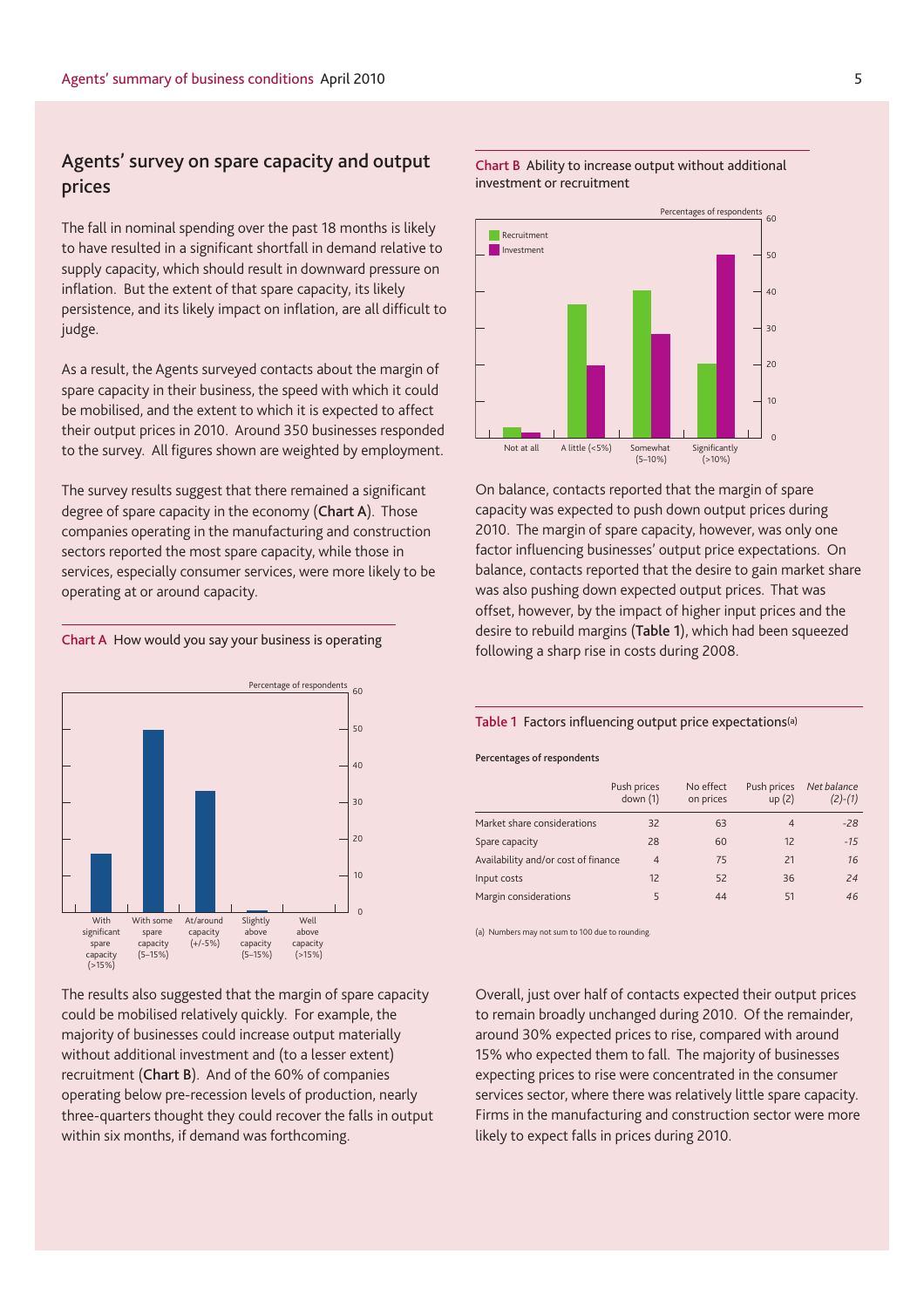## Agents' survey on spare capacity and output prices

The fall in nominal spending over the past 18 months is likely to have resulted in a significant shortfall in demand relative to supply capacity, which should result in downward pressure on inflation. But the extent of that spare capacity, its likely persistence, and its likely impact on inflation, are all difficult to judge.

As a result, the Agents surveyed contacts about the margin of spare capacity in their business, the speed with which it could be mobilised, and the extent to which it is expected to affect their output prices in 2010. Around 350 businesses responded to the survey. All figures shown are weighted by employment.

The survey results suggest that there remained a significant degree of spare capacity in the economy (**Chart A**). Those companies operating in the manufacturing and construction sectors reported the most spare capacity, while those in services, especially consumer services, were more likely to be operating at or around capacity.

**Chart A** How would you say your business is operating

Percentage of respondents

60
50
40
30
20
10
0

With significant spare capacity (>15%)
With some spare capacity (5–15%)
At/around capacity (+/-5%)
Slightly above capacity (5–15%)
Well above capacity (>15%)

The results also suggested that the margin of spare capacity could be mobilised relatively quickly. For example, the majority of businesses could increase output materially without additional investment and (to a lesser extent) recruitment (**Chart B**). And of the 60% of companies operating below pre-recession levels of production, nearly three-quarters thought they could recover the falls in output within six months, if demand was forthcoming.

**Chart B** Ability to increase output without additional investment or recruitment

Percentages of respondents

Recruitment
Investment

60
50
40
30
20
10
0

Not at all
A little (<5%)
Somewhat (5–10%)
Significantly (>10%)

On balance, contacts reported that the margin of spare capacity was expected to push down output prices during 2010. The margin of spare capacity, however, was only one factor influencing businesses' output price expectations. On balance, contacts reported that the desire to gain market share was also pushing down expected output prices. That was offset, however, by the impact of higher input prices and the desire to rebuild margins (**Table 1**), which had been squeezed following a sharp rise in costs during 2008.

**Table 1** Factors influencing output price expectations(a)

**Percentages of respondents**

| | Push prices down (1) | No effect on prices | Push prices up (2) | *Net balance (2)-(1)* |
|---|---|---|---|---|
| Market share considerations | 32 | 63 | 4 | *-28* |
| Spare capacity | 28 | 60 | 12 | *-15* |
| Availability and/or cost of finance | 4 | 75 | 21 | *16* |
| Input costs | 12 | 52 | 36 | *24* |
| Margin considerations | 5 | 44 | 51 | *46* |

(a) Numbers may not sum to 100 due to rounding.

Overall, just over half of contacts expected their output prices to remain broadly unchanged during 2010. Of the remainder, around 30% expected prices to rise, compared with around 15% who expected them to fall. The majority of businesses expecting prices to rise were concentrated in the consumer services sector, where there was relatively little spare capacity. Firms in the manufacturing and construction sector were more likely to expect falls in prices during 2010.